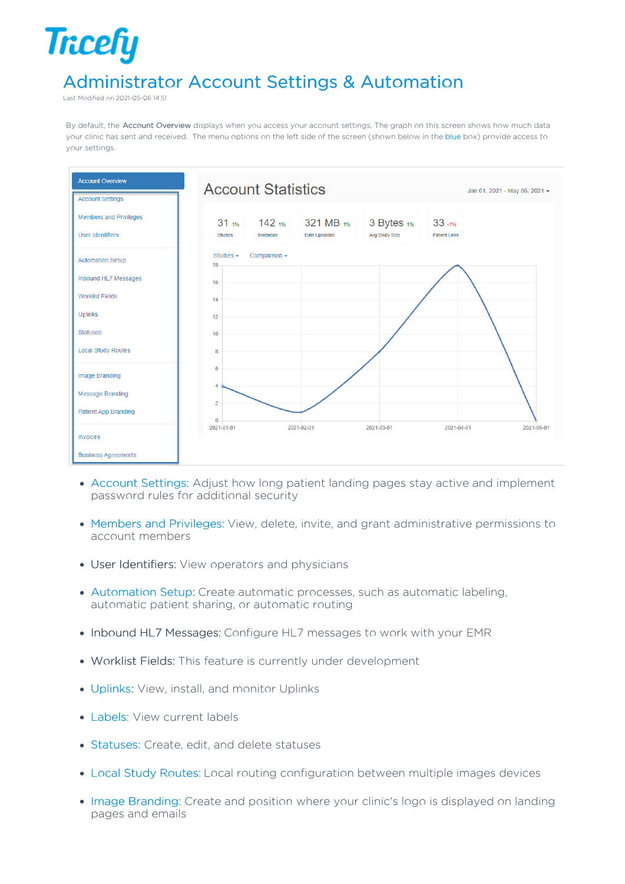# Administrator Account Settings & Automation

Last Modified on 2021-05-06 14:51

By default, the Account Overview displays when you access your account settings. The graph on this screen shows how much data your clinic has sent and received. The menu options on the left side of the screen (shown below in the blue box) provide access to your settings.

- Account Settings: Adjust how long patient landing pages stay active and implement password rules for additional security
- Members and Privileges: View, delete, invite, and grant administrative permissions to account members
- User Identifiers: View operators and physicians
- Automation Setup: Create automatic processes, such as automatic labeling, automatic patient sharing, or automatic routing
- Inbound HL7 Messages: Configure HL7 messages to work with your EMR
- Worklist Fields: This feature is currently under development
- Uplinks: View, install, and monitor Uplinks
- Labels: View current labels
- Statuses: Create, edit, and delete statuses
- Local Study Routes: Local routing configuration between multiple images devices
- Image Branding: Create and position where your clinic's logo is displayed on landing pages and emails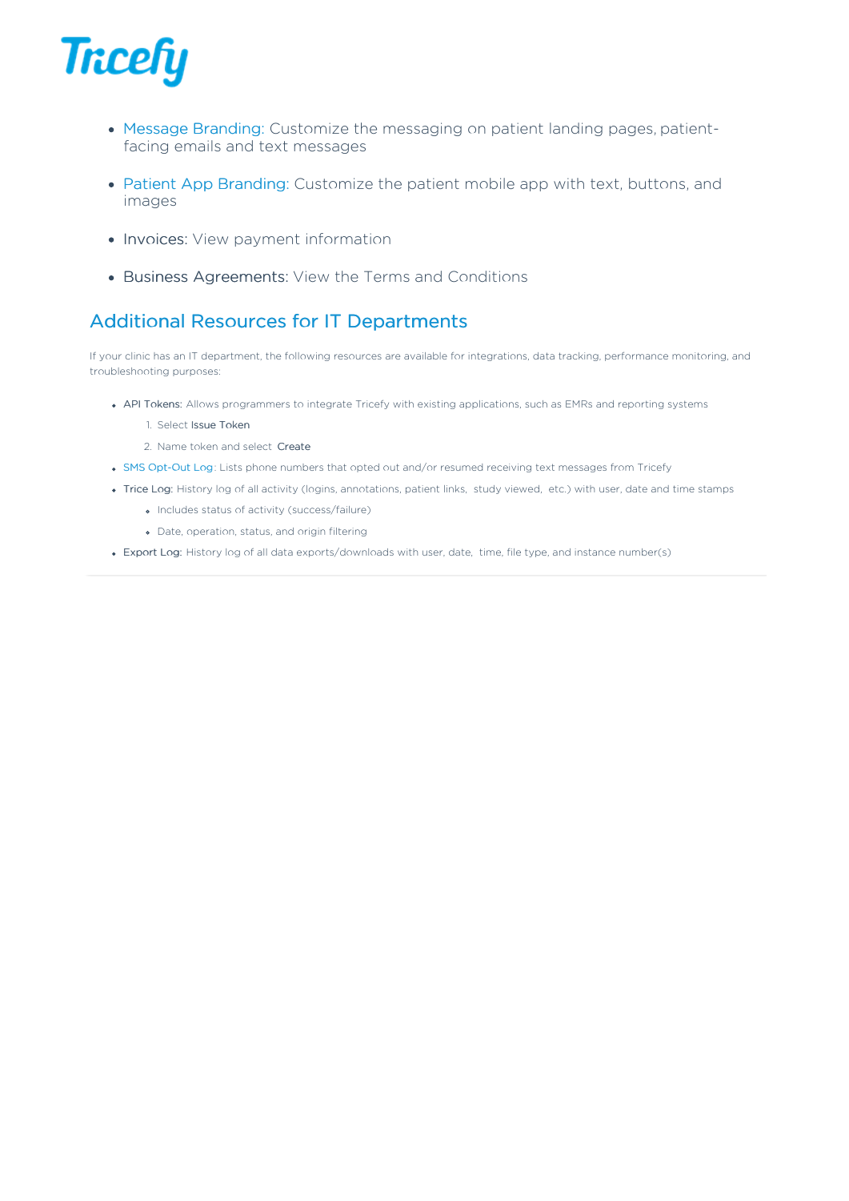- Message Branding: Customize the messaging on patient landing pages, patient-facing emails and text messages
- Patient App Branding: Customize the patient mobile app with text, buttons, and images
- Invoices: View payment information
- Business Agreements: View the Terms and Conditions

## Additional Resources for IT Departments

If your clinic has an IT department, the following resources are available for integrations, data tracking, performance monitoring, and troubleshooting purposes:

- API Tokens: Allows programmers to integrate Tricefy with existing applications, such as EMRs and reporting systems
  1. Select Issue Token
  2. Name token and select Create
- SMS Opt-Out Log: Lists phone numbers that opted out and/or resumed receiving text messages from Tricefy
- Trice Log: History log of all activity (logins, annotations, patient links, study viewed, etc.) with user, date and time stamps
  - Includes status of activity (success/failure)
  - Date, operation, status, and origin filtering
- Export Log: History log of all data exports/downloads with user, date, time, file type, and instance number(s)